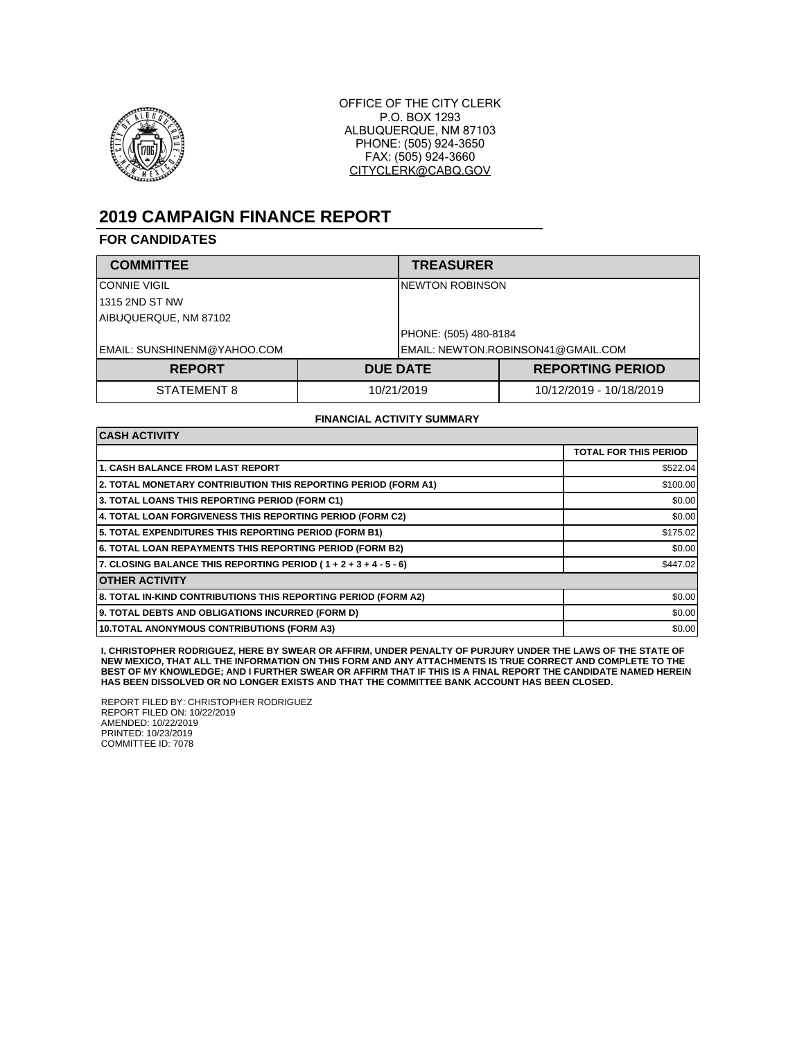OFFICE OF THE CITY CLERK
P.O. BOX 1293
ALBUQUERQUE, NM 87103
PHONE: (505) 924-3650
FAX: (505) 924-3660
CITYCLERK@CABQ.GOV

# 2019 CAMPAIGN FINANCE REPORT

## FOR CANDIDATES

| COMMITTEE | TREASURER |
|---|---|
| CONNIE VIGIL | NEWTON ROBINSON |
| 1315 2ND ST NW | |
| AIBUQUERQUE, NM 87102 | |
| | PHONE: (505) 480-8184 |
| EMAIL: SUNSHINENM@YAHOO.COM | EMAIL: NEWTON.ROBINSON41@GMAIL.COM |

| REPORT | DUE DATE | REPORTING PERIOD |
|---|---|---|
| STATEMENT 8 | 10/21/2019 | 10/12/2019 - 10/18/2019 |

**FINANCIAL ACTIVITY SUMMARY**

| CASH ACTIVITY | TOTAL FOR THIS PERIOD |
|---|---|
| 1. CASH BALANCE FROM LAST REPORT | \$522.04 |
| 2. TOTAL MONETARY CONTRIBUTION THIS REPORTING PERIOD (FORM A1) | \$100.00 |
| 3. TOTAL LOANS THIS REPORTING PERIOD (FORM C1) | \$0.00 |
| 4. TOTAL LOAN FORGIVENESS THIS REPORTING PERIOD (FORM C2) | \$0.00 |
| 5. TOTAL EXPENDITURES THIS REPORTING PERIOD (FORM B1) | \$175.02 |
| 6. TOTAL LOAN REPAYMENTS THIS REPORTING PERIOD (FORM B2) | \$0.00 |
| 7. CLOSING BALANCE THIS REPORTING PERIOD ( 1 + 2 + 3 + 4 - 5 - 6) | \$447.02 |
| **OTHER ACTIVITY** | |
| 8. TOTAL IN-KIND CONTRIBUTIONS THIS REPORTING PERIOD (FORM A2) | \$0.00 |
| 9. TOTAL DEBTS AND OBLIGATIONS INCURRED (FORM D) | \$0.00 |
| 10.TOTAL ANONYMOUS CONTRIBUTIONS (FORM A3) | \$0.00 |

**I, CHRISTOPHER RODRIGUEZ, HERE BY SWEAR OR AFFIRM, UNDER PENALTY OF PURJURY UNDER THE LAWS OF THE STATE OF NEW MEXICO, THAT ALL THE INFORMATION ON THIS FORM AND ANY ATTACHMENTS IS TRUE CORRECT AND COMPLETE TO THE BEST OF MY KNOWLEDGE; AND I FURTHER SWEAR OR AFFIRM THAT IF THIS IS A FINAL REPORT THE CANDIDATE NAMED HEREIN HAS BEEN DISSOLVED OR NO LONGER EXISTS AND THAT THE COMMITTEE BANK ACCOUNT HAS BEEN CLOSED.**

REPORT FILED BY: CHRISTOPHER RODRIGUEZ
REPORT FILED ON: 10/22/2019
AMENDED: 10/22/2019
PRINTED: 10/23/2019
COMMITTEE ID: 7078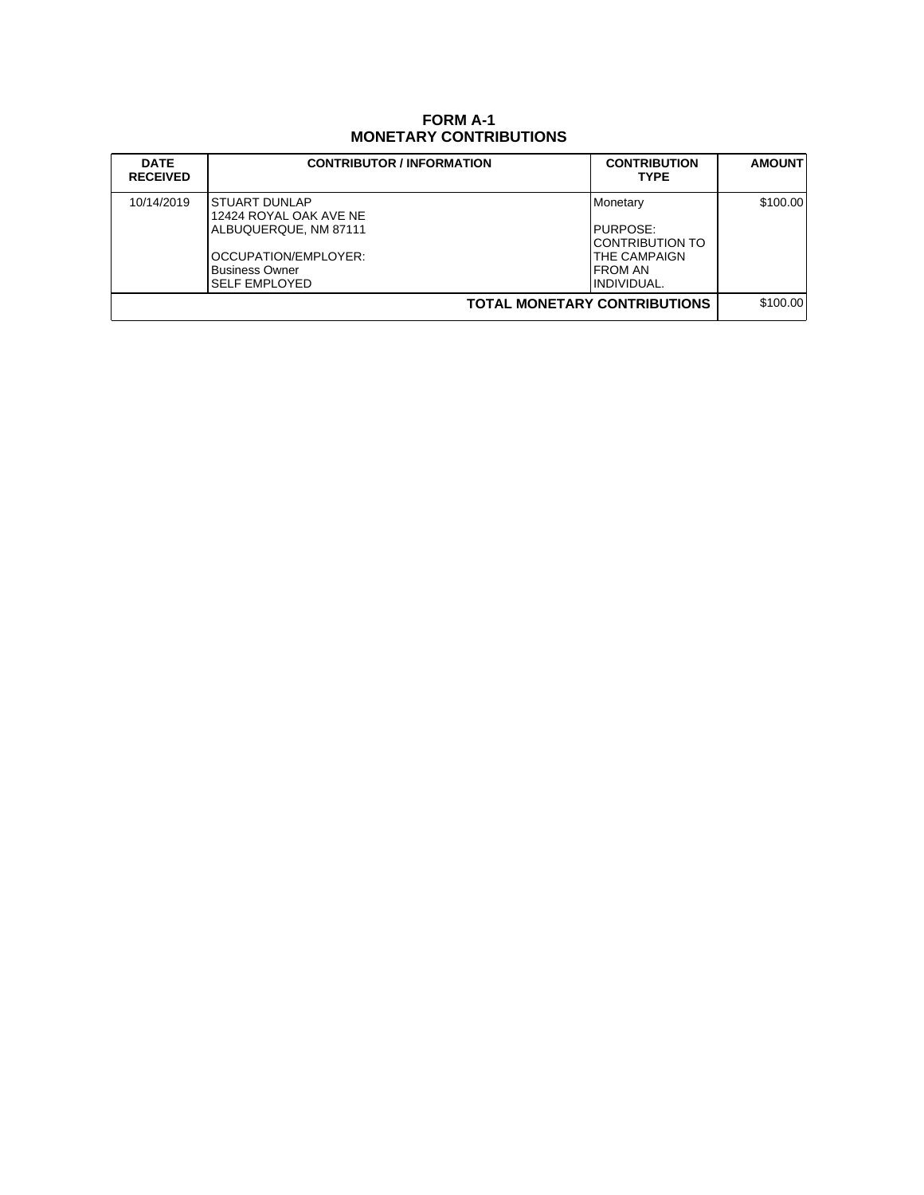# FORM A-1
# MONETARY CONTRIBUTIONS

| DATE RECEIVED | CONTRIBUTOR / INFORMATION | CONTRIBUTION TYPE | AMOUNT |
|---|---|---|---|
| 10/14/2019 | STUART DUNLAP<br>12424 ROYAL OAK AVE NE<br>ALBUQUERQUE, NM 87111<br><br>OCCUPATION/EMPLOYER:<br>Business Owner<br>SELF EMPLOYED | Monetary<br><br>PURPOSE:<br>CONTRIBUTION TO THE CAMPAIGN FROM AN INDIVIDUAL. | $100.00 |
| | | **TOTAL MONETARY CONTRIBUTIONS** | $100.00 |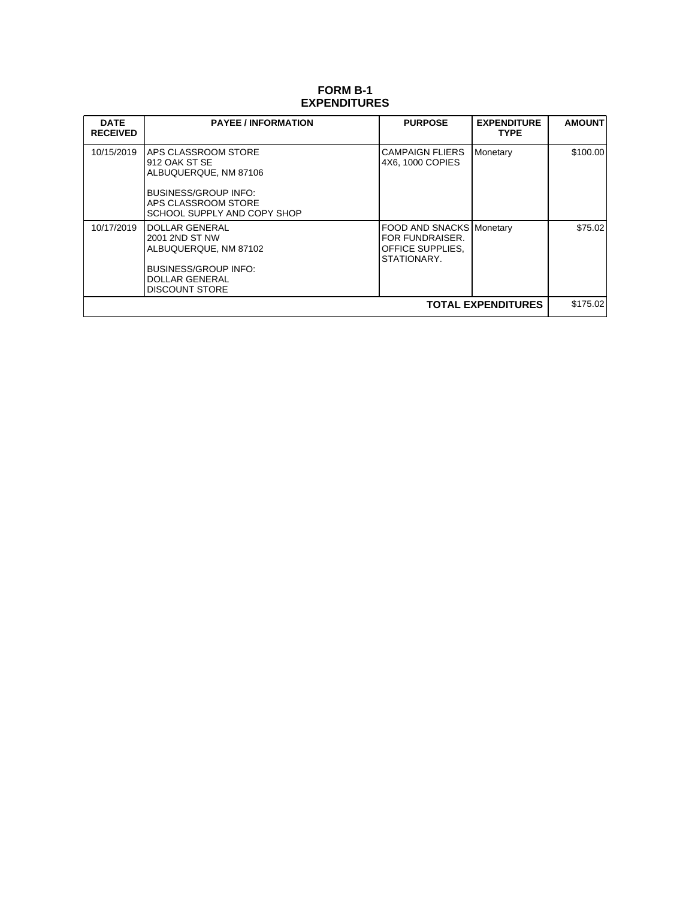# FORM B-1
## EXPENDITURES

| DATE RECEIVED | PAYEE / INFORMATION | PURPOSE | EXPENDITURE TYPE | AMOUNT |
|---|---|---|---|---|
| 10/15/2019 | APS CLASSROOM STORE<br>912 OAK ST SE<br>ALBUQUERQUE, NM 87106<br><br>BUSINESS/GROUP INFO:<br>APS CLASSROOM STORE<br>SCHOOL SUPPLY AND COPY SHOP | CAMPAIGN FLIERS 4X6, 1000 COPIES | Monetary | $100.00 |
| 10/17/2019 | DOLLAR GENERAL<br>2001 2ND ST NW<br>ALBUQUERQUE, NM 87102<br><br>BUSINESS/GROUP INFO:<br>DOLLAR GENERAL<br>DISCOUNT STORE | FOOD AND SNACKS FOR FUNDRAISER. OFFICE SUPPLIES, STATIONARY. | Monetary | $75.02 |
| | | | **TOTAL EXPENDITURES** | $175.02 |